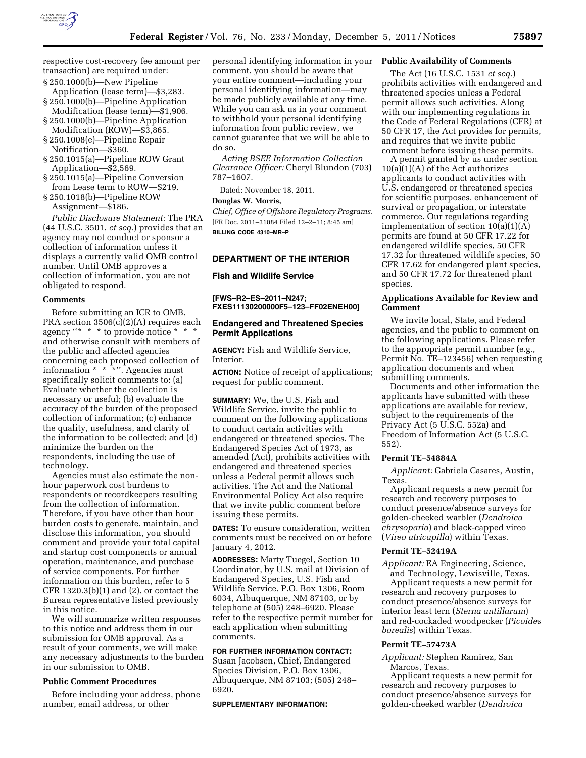respective cost-recovery fee amount per transaction) are required under:

§ 250.1000(b)—New Pipeline Application (lease term)—$3,283.
§ 250.1000(b)—Pipeline Application Modification (lease term)—$1,906.
§ 250.1000(b)—Pipeline Application Modification (ROW)—$3,865.
§ 250.1008(e)—Pipeline Repair Notification—$360.
§ 250.1015(a)—Pipeline ROW Grant Application—$2,569.
§ 250.1015(a)—Pipeline Conversion from Lease term to ROW—$219.
§ 250.1018(b)—Pipeline ROW Assignment—$186.

*Public Disclosure Statement:* The PRA (44 U.S.C. 3501, *et seq.*) provides that an agency may not conduct or sponsor a collection of information unless it displays a currently valid OMB control number. Until OMB approves a collection of information, you are not obligated to respond.

**Comments**

Before submitting an ICR to OMB, PRA section 3506(c)(2)(A) requires each agency "* * * to provide notice * * * and otherwise consult with members of the public and affected agencies concerning each proposed collection of information * * *". Agencies must specifically solicit comments to: (a) Evaluate whether the collection is necessary or useful; (b) evaluate the accuracy of the burden of the proposed collection of information; (c) enhance the quality, usefulness, and clarity of the information to be collected; and (d) minimize the burden on the respondents, including the use of technology.

Agencies must also estimate the non-hour paperwork cost burdens to respondents or recordkeepers resulting from the collection of information. Therefore, if you have other than hour burden costs to generate, maintain, and disclose this information, you should comment and provide your total capital and startup cost components or annual operation, maintenance, and purchase of service components. For further information on this burden, refer to 5 CFR 1320.3(b)(1) and (2), or contact the Bureau representative listed previously in this notice.

We will summarize written responses to this notice and address them in our submission for OMB approval. As a result of your comments, we will make any necessary adjustments to the burden in our submission to OMB.

**Public Comment Procedures**

Before including your address, phone number, email address, or other personal identifying information in your comment, you should be aware that your entire comment—including your personal identifying information—may be made publicly available at any time. While you can ask us in your comment to withhold your personal identifying information from public review, we cannot guarantee that we will be able to do so.

*Acting BSEE Information Collection Clearance Officer:* Cheryl Blundon (703) 787–1607.

Dated: November 18, 2011.

**Douglas W. Morris,**

*Chief, Office of Offshore Regulatory Programs.*

[FR Doc. 2011–31084 Filed 12–2–11; 8:45 am]

**BILLING CODE 4310–MR–P**

---

## DEPARTMENT OF THE INTERIOR

## Fish and Wildlife Service

**[FWS–R2–ES–2011–N247; FXES11130200000F5–123–FF02ENEH00]**

## Endangered and Threatened Species Permit Applications

**AGENCY:** Fish and Wildlife Service, Interior.

**ACTION:** Notice of receipt of applications; request for public comment.

**SUMMARY:** We, the U.S. Fish and Wildlife Service, invite the public to comment on the following applications to conduct certain activities with endangered or threatened species. The Endangered Species Act of 1973, as amended (Act), prohibits activities with endangered and threatened species unless a Federal permit allows such activities. The Act and the National Environmental Policy Act also require that we invite public comment before issuing these permits.

**DATES:** To ensure consideration, written comments must be received on or before January 4, 2012.

**ADDRESSES:** Marty Tuegel, Section 10 Coordinator, by U.S. mail at Division of Endangered Species, U.S. Fish and Wildlife Service, P.O. Box 1306, Room 6034, Albuquerque, NM 87103, or by telephone at (505) 248–6920. Please refer to the respective permit number for each application when submitting comments.

**FOR FURTHER INFORMATION CONTACT:** Susan Jacobsen, Chief, Endangered Species Division, P.O. Box 1306, Albuquerque, NM 87103; (505) 248–6920.

**SUPPLEMENTARY INFORMATION:**

**Public Availability of Comments**

The Act (16 U.S.C. 1531 *et seq.*) prohibits activities with endangered and threatened species unless a Federal permit allows such activities. Along with our implementing regulations in the Code of Federal Regulations (CFR) at 50 CFR 17, the Act provides for permits, and requires that we invite public comment before issuing these permits.

A permit granted by us under section 10(a)(1)(A) of the Act authorizes applicants to conduct activities with U.S. endangered or threatened species for scientific purposes, enhancement of survival or propagation, or interstate commerce. Our regulations regarding implementation of section 10(a)(1)(A) permits are found at 50 CFR 17.22 for endangered wildlife species, 50 CFR 17.32 for threatened wildlife species, 50 CFR 17.62 for endangered plant species, and 50 CFR 17.72 for threatened plant species.

**Applications Available for Review and Comment**

We invite local, State, and Federal agencies, and the public to comment on the following applications. Please refer to the appropriate permit number (e.g., Permit No. TE–123456) when requesting application documents and when submitting comments.

Documents and other information the applicants have submitted with these applications are available for review, subject to the requirements of the Privacy Act (5 U.S.C. 552a) and Freedom of Information Act (5 U.S.C. 552).

**Permit TE–54884A**

*Applicant:* Gabriela Casares, Austin, Texas.

Applicant requests a new permit for research and recovery purposes to conduct presence/absence surveys for golden-cheeked warbler (*Dendroica chrysoparia*) and black-capped vireo (*Vireo atricapilla*) within Texas.

**Permit TE–52419A**

*Applicant:* EA Engineering, Science, and Technology, Lewisville, Texas.

Applicant requests a new permit for research and recovery purposes to conduct presence/absence surveys for interior least tern (*Sterna antillarum*) and red-cockaded woodpecker (*Picoides borealis*) within Texas.

**Permit TE–57473A**

*Applicant:* Stephen Ramirez, San Marcos, Texas.

Applicant requests a new permit for research and recovery purposes to conduct presence/absence surveys for golden-cheeked warbler (*Dendroica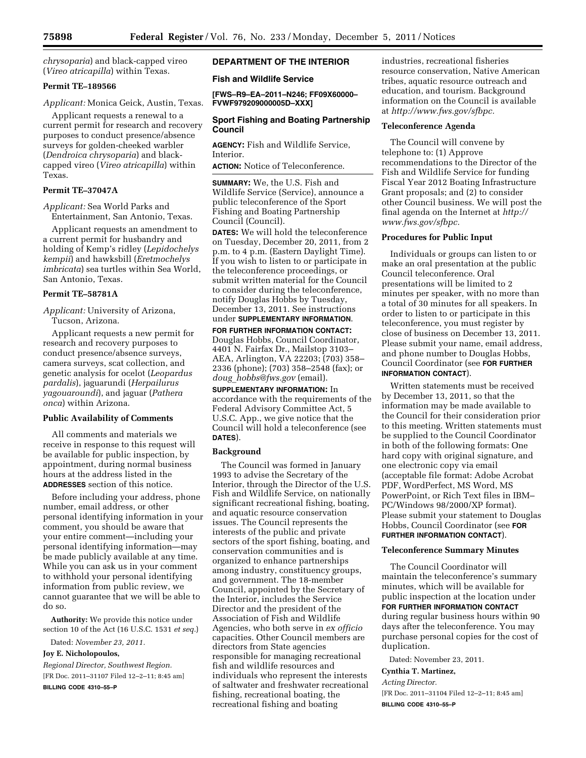*chrysoparia*) and black-capped vireo (*Vireo atricapilla*) within Texas.

### Permit TE–189566

*Applicant:* Monica Geick, Austin, Texas.

Applicant requests a renewal to a current permit for research and recovery purposes to conduct presence/absence surveys for golden-cheeked warbler (*Dendroica chrysoparia*) and black-capped vireo (*Vireo atricapilla*) within Texas.

### Permit TE–37047A

*Applicant:* Sea World Parks and Entertainment, San Antonio, Texas.

Applicant requests an amendment to a current permit for husbandry and holding of Kemp's ridley (*Lepidochelys kempii*) and hawksbill (*Eretmochelys imbricata*) sea turtles within Sea World, San Antonio, Texas.

### Permit TE–58781A

*Applicant:* University of Arizona, Tucson, Arizona.

Applicant requests a new permit for research and recovery purposes to conduct presence/absence surveys, camera surveys, scat collection, and genetic analysis for ocelot (*Leopardus pardalis*), jaguarundi (*Herpailurus yagouaroundi*), and jaguar (*Pathera onca*) within Arizona.

### Public Availability of Comments

All comments and materials we receive in response to this request will be available for public inspection, by appointment, during normal business hours at the address listed in the **ADDRESSES** section of this notice.

Before including your address, phone number, email address, or other personal identifying information in your comment, you should be aware that your entire comment—including your personal identifying information—may be made publicly available at any time. While you can ask us in your comment to withhold your personal identifying information from public review, we cannot guarantee that we will be able to do so.

**Authority:** We provide this notice under section 10 of the Act (16 U.S.C. 1531 *et seq.*)

Dated: *November 23, 2011.*

**Joy E. Nicholopoulos,**

*Regional Director, Southwest Region.*

[FR Doc. 2011–31107 Filed 12–2–11; 8:45 am]

**BILLING CODE 4310–55–P**

## DEPARTMENT OF THE INTERIOR

### Fish and Wildlife Service

**[FWS–R9–EA–2011–N246; FF09X60000–FVWF979209000005D–XXX]**

### Sport Fishing and Boating Partnership Council

**AGENCY:** Fish and Wildlife Service, Interior.

**ACTION:** Notice of Teleconference.

**SUMMARY:** We, the U.S. Fish and Wildlife Service (Service), announce a public teleconference of the Sport Fishing and Boating Partnership Council (Council).

**DATES:** We will hold the teleconference on Tuesday, December 20, 2011, from 2 p.m. to 4 p.m. (Eastern Daylight Time). If you wish to listen to or participate in the teleconference proceedings, or submit written material for the Council to consider during the teleconference, notify Douglas Hobbs by Tuesday, December 13, 2011. See instructions under **SUPPLEMENTARY INFORMATION**.

**FOR FURTHER INFORMATION CONTACT:** Douglas Hobbs, Council Coordinator, 4401 N. Fairfax Dr., Mailstop 3103–AEA, Arlington, VA 22203; (703) 358–2336 (phone); (703) 358–2548 (fax); or *doug_hobbs@fws.gov* (email).

**SUPPLEMENTARY INFORMATION:** In accordance with the requirements of the Federal Advisory Committee Act, 5 U.S.C. App., we give notice that the Council will hold a teleconference (see **DATES**).

### Background

The Council was formed in January 1993 to advise the Secretary of the Interior, through the Director of the U.S. Fish and Wildlife Service, on nationally significant recreational fishing, boating, and aquatic resource conservation issues. The Council represents the interests of the public and private sectors of the sport fishing, boating, and conservation communities and is organized to enhance partnerships among industry, constituency groups, and government. The 18-member Council, appointed by the Secretary of the Interior, includes the Service Director and the president of the Association of Fish and Wildlife Agencies, who both serve in *ex officio* capacities. Other Council members are directors from State agencies responsible for managing recreational fish and wildlife resources and individuals who represent the interests of saltwater and freshwater recreational fishing, recreational boating, the recreational fishing and boating industries, recreational fisheries resource conservation, Native American tribes, aquatic resource outreach and education, and tourism. Background information on the Council is available at *http://www.fws.gov/sfbpc.*

### Teleconference Agenda

The Council will convene by telephone to: (1) Approve recommendations to the Director of the Fish and Wildlife Service for funding Fiscal Year 2012 Boating Infrastructure Grant proposals; and (2) to consider other Council business. We will post the final agenda on the Internet at *http://www.fws.gov/sfbpc.*

### Procedures for Public Input

Individuals or groups can listen to or make an oral presentation at the public Council teleconference. Oral presentations will be limited to 2 minutes per speaker, with no more than a total of 30 minutes for all speakers. In order to listen to or participate in this teleconference, you must register by close of business on December 13, 2011. Please submit your name, email address, and phone number to Douglas Hobbs, Council Coordinator (see **FOR FURTHER INFORMATION CONTACT**).

Written statements must be received by December 13, 2011, so that the information may be made available to the Council for their consideration prior to this meeting. Written statements must be supplied to the Council Coordinator in both of the following formats: One hard copy with original signature, and one electronic copy via email (acceptable file format: Adobe Acrobat PDF, WordPerfect, MS Word, MS PowerPoint, or Rich Text files in IBM–PC/Windows 98/2000/XP format). Please submit your statement to Douglas Hobbs, Council Coordinator (see **FOR FURTHER INFORMATION CONTACT**).

### Teleconference Summary Minutes

The Council Coordinator will maintain the teleconference's summary minutes, which will be available for public inspection at the location under **FOR FURTHER INFORMATION CONTACT** during regular business hours within 90 days after the teleconference. You may purchase personal copies for the cost of duplication.

Dated: November 23, 2011.

**Cynthia T. Martinez,**

*Acting Director.*

[FR Doc. 2011–31104 Filed 12–2–11; 8:45 am]

**BILLING CODE 4310–55–P**